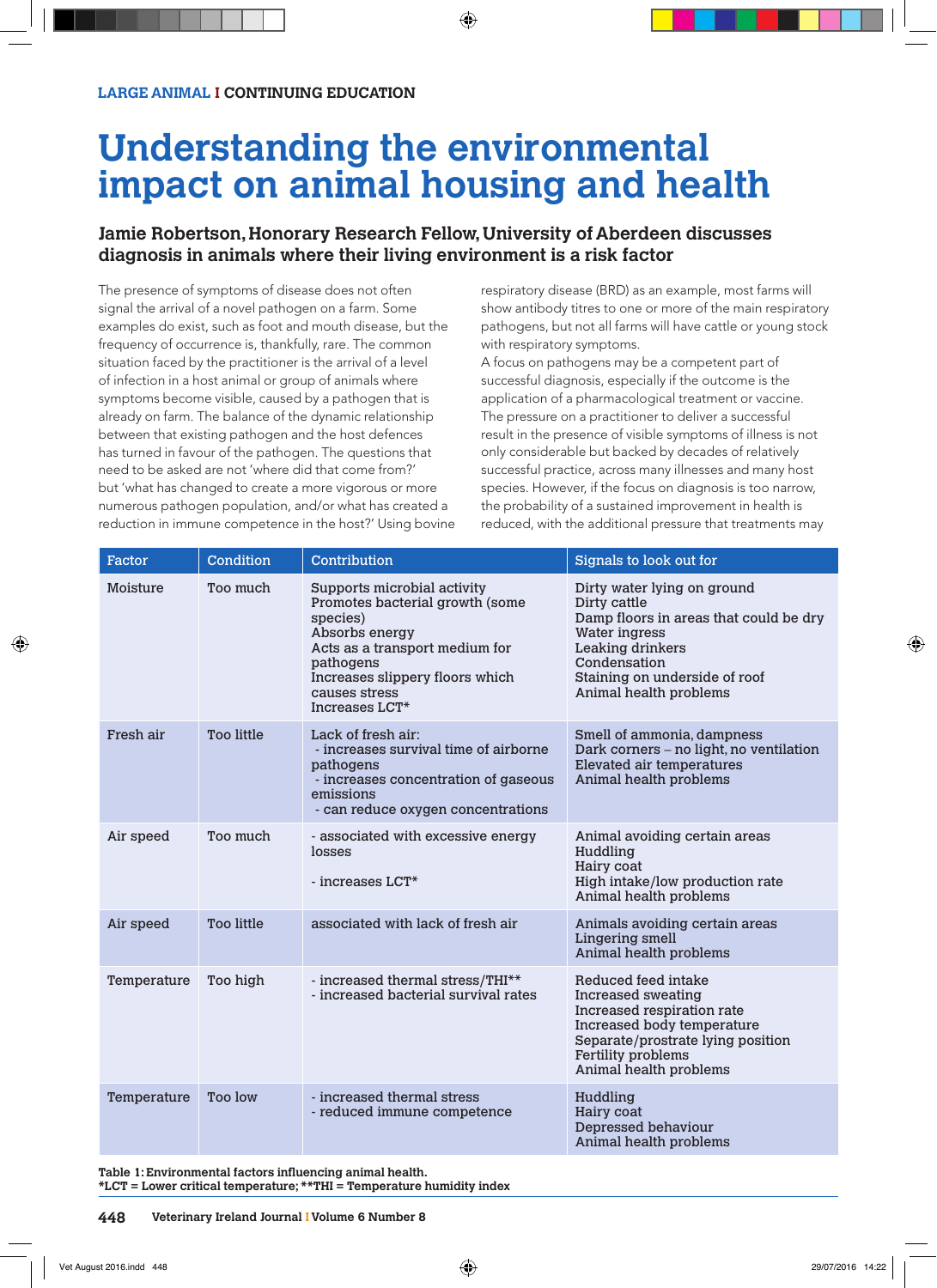LARGE ANIMAL I CONTINUING EDUCATION

# Understanding the environmental impact on animal housing and health

## Jamie Robertson, Honorary Research Fellow, University of Aberdeen discusses diagnosis in animals where their living environment is a risk factor

The presence of symptoms of disease does not often signal the arrival of a novel pathogen on a farm. Some examples do exist, such as foot and mouth disease, but the frequency of occurrence is, thankfully, rare. The common situation faced by the practitioner is the arrival of a level of infection in a host animal or group of animals where symptoms become visible, caused by a pathogen that is already on farm. The balance of the dynamic relationship between that existing pathogen and the host defences has turned in favour of the pathogen. The questions that need to be asked are not 'where did that come from?' but 'what has changed to create a more vigorous or more numerous pathogen population, and/or what has created a reduction in immune competence in the host?' Using bovine respiratory disease (BRD) as an example, most farms will show antibody titres to one or more of the main respiratory pathogens, but not all farms will have cattle or young stock with respiratory symptoms.

A focus on pathogens may be a competent part of successful diagnosis, especially if the outcome is the application of a pharmacological treatment or vaccine. The pressure on a practitioner to deliver a successful result in the presence of visible symptoms of illness is not only considerable but backed by decades of relatively successful practice, across many illnesses and many host species. However, if the focus on diagnosis is too narrow, the probability of a sustained improvement in health is reduced, with the additional pressure that treatments may

| Factor | Condition | Contribution | Signals to look out for |
|---|---|---|---|
| Moisture | Too much | Supports microbial activity<br>Promotes bacterial growth (some species)<br>Absorbs energy<br>Acts as a transport medium for pathogens<br>Increases slippery floors which causes stress<br>Increases LCT* | Dirty water lying on ground<br>Dirty cattle<br>Damp floors in areas that could be dry<br>Water ingress<br>Leaking drinkers<br>Condensation<br>Staining on underside of roof<br>Animal health problems |
| Fresh air | Too little | Lack of fresh air:<br>- increases survival time of airborne pathogens<br>- increases concentration of gaseous emissions<br>- can reduce oxygen concentrations | Smell of ammonia, dampness<br>Dark corners – no light, no ventilation<br>Elevated air temperatures<br>Animal health problems |
| Air speed | Too much | - associated with excessive energy losses<br><br>- increases LCT* | Animal avoiding certain areas<br>Huddling<br>Hairy coat<br>High intake/low production rate<br>Animal health problems |
| Air speed | Too little | associated with lack of fresh air | Animals avoiding certain areas<br>Lingering smell<br>Animal health problems |
| Temperature | Too high | - increased thermal stress/THI**<br>- increased bacterial survival rates | Reduced feed intake<br>Increased sweating<br>Increased respiration rate<br>Increased body temperature<br>Separate/prostrate lying position<br>Fertility problems<br>Animal health problems |
| Temperature | Too low | - increased thermal stress<br>- reduced immune competence | Huddling<br>Hairy coat<br>Depressed behaviour<br>Animal health problems |

**Table 1: Environmental factors influencing animal health.**
***LCT = Lower critical temperature; **THI = Temperature humidity index**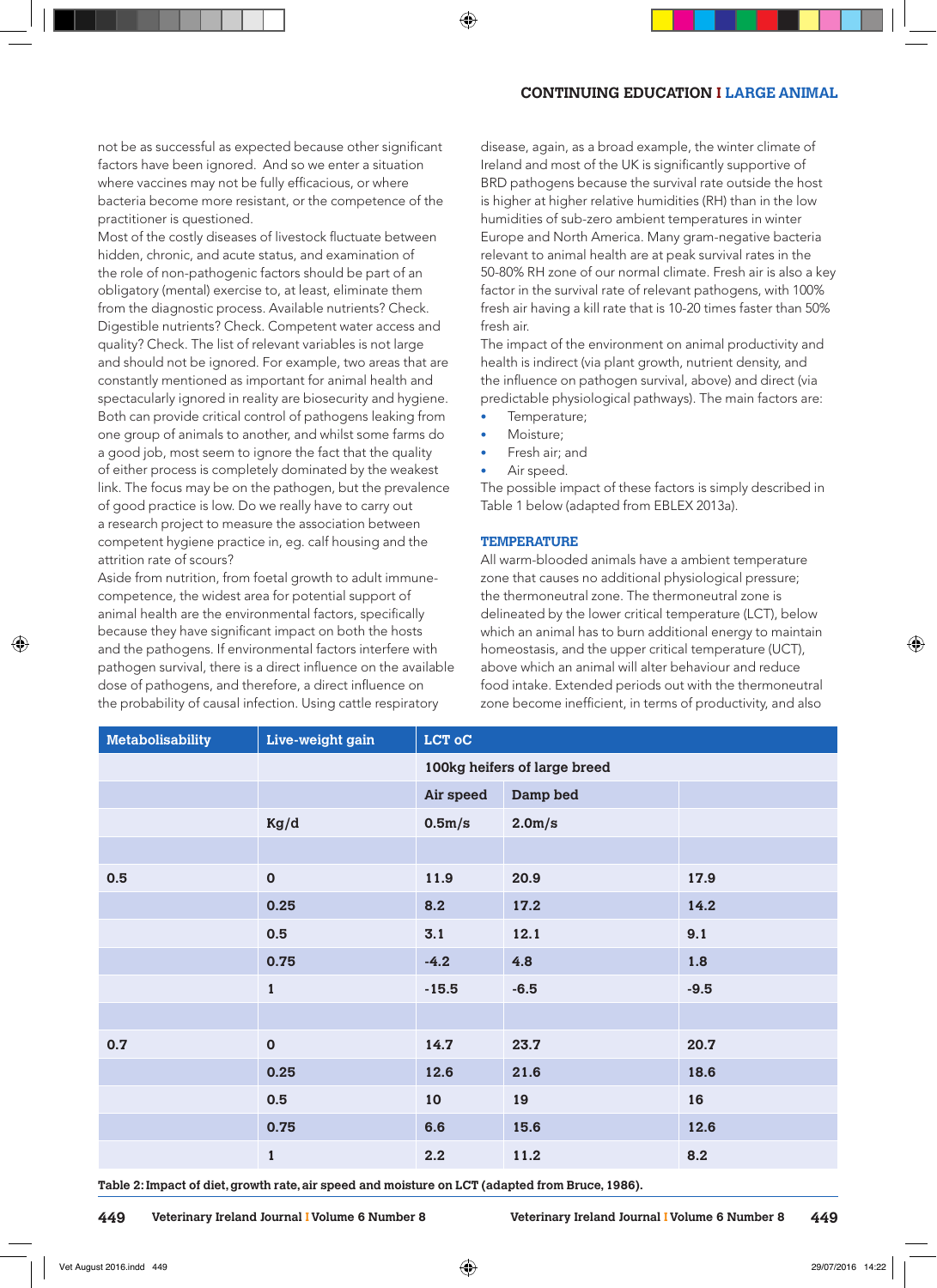not be as successful as expected because other significant factors have been ignored. And so we enter a situation where vaccines may not be fully efficacious, or where bacteria become more resistant, or the competence of the practitioner is questioned.

Most of the costly diseases of livestock fluctuate between hidden, chronic, and acute status, and examination of the role of non-pathogenic factors should be part of an obligatory (mental) exercise to, at least, eliminate them from the diagnostic process. Available nutrients? Check. Digestible nutrients? Check. Competent water access and quality? Check. The list of relevant variables is not large and should not be ignored. For example, two areas that are constantly mentioned as important for animal health and spectacularly ignored in reality are biosecurity and hygiene. Both can provide critical control of pathogens leaking from one group of animals to another, and whilst some farms do a good job, most seem to ignore the fact that the quality of either process is completely dominated by the weakest link. The focus may be on the pathogen, but the prevalence of good practice is low. Do we really have to carry out a research project to measure the association between competent hygiene practice in, eg. calf housing and the attrition rate of scours?

Aside from nutrition, from foetal growth to adult immune-competence, the widest area for potential support of animal health are the environmental factors, specifically because they have significant impact on both the hosts and the pathogens. If environmental factors interfere with pathogen survival, there is a direct influence on the available dose of pathogens, and therefore, a direct influence on the probability of causal infection. Using cattle respiratory disease, again, as a broad example, the winter climate of Ireland and most of the UK is significantly supportive of BRD pathogens because the survival rate outside the host is higher at higher relative humidities (RH) than in the low humidities of sub-zero ambient temperatures in winter Europe and North America. Many gram-negative bacteria relevant to animal health are at peak survival rates in the 50-80% RH zone of our normal climate. Fresh air is also a key factor in the survival rate of relevant pathogens, with 100% fresh air having a kill rate that is 10-20 times faster than 50% fresh air.

The impact of the environment on animal productivity and health is indirect (via plant growth, nutrient density, and the influence on pathogen survival, above) and direct (via predictable physiological pathways). The main factors are:

- Temperature;
- Moisture;
- Fresh air; and
- Air speed.

The possible impact of these factors is simply described in Table 1 below (adapted from EBLEX 2013a).

## TEMPERATURE

All warm-blooded animals have a ambient temperature zone that causes no additional physiological pressure; the thermoneutral zone. The thermoneutral zone is delineated by the lower critical temperature (LCT), below which an animal has to burn additional energy to maintain homeostasis, and the upper critical temperature (UCT), above which an animal will alter behaviour and reduce food intake. Extended periods out with the thermoneutral zone become inefficient, in terms of productivity, and also

| Metabolisability | Live-weight gain | LCT oC | | |
|---|---|---|---|---|
| | | 100kg heifers of large breed | | |
| | | Air speed | Damp bed | |
| | Kg/d | 0.5m/s | 2.0m/s | |
| | | | | |
| 0.5 | 0 | 11.9 | 20.9 | 17.9 |
| | 0.25 | 8.2 | 17.2 | 14.2 |
| | 0.5 | 3.1 | 12.1 | 9.1 |
| | 0.75 | -4.2 | 4.8 | 1.8 |
| | 1 | -15.5 | -6.5 | -9.5 |
| | | | | |
| 0.7 | 0 | 14.7 | 23.7 | 20.7 |
| | 0.25 | 12.6 | 21.6 | 18.6 |
| | 0.5 | 10 | 19 | 16 |
| | 0.75 | 6.6 | 15.6 | 12.6 |
| | 1 | 2.2 | 11.2 | 8.2 |

**Table 2: Impact of diet, growth rate, air speed and moisture on LCT (adapted from Bruce, 1986).**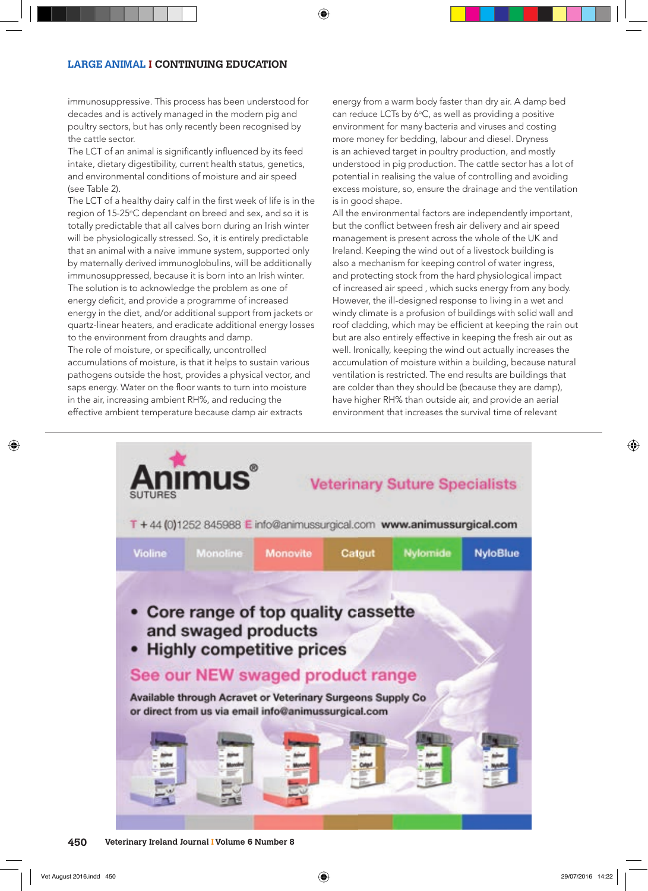immunosuppressive. This process has been understood for decades and is actively managed in the modern pig and poultry sectors, but has only recently been recognised by the cattle sector.

The LCT of an animal is significantly influenced by its feed intake, dietary digestibility, current health status, genetics, and environmental conditions of moisture and air speed (see Table 2).

The LCT of a healthy dairy calf in the first week of life is in the region of 15-25°C dependant on breed and sex, and so it is totally predictable that all calves born during an Irish winter will be physiologically stressed. So, it is entirely predictable that an animal with a naive immune system, supported only by maternally derived immunoglobulins, will be additionally immunosuppressed, because it is born into an Irish winter. The solution is to acknowledge the problem as one of energy deficit, and provide a programme of increased energy in the diet, and/or additional support from jackets or quartz-linear heaters, and eradicate additional energy losses to the environment from draughts and damp.

The role of moisture, or specifically, uncontrolled accumulations of moisture, is that it helps to sustain various pathogens outside the host, provides a physical vector, and saps energy. Water on the floor wants to turn into moisture in the air, increasing ambient RH%, and reducing the effective ambient temperature because damp air extracts energy from a warm body faster than dry air. A damp bed can reduce LCTs by 6°C, as well as providing a positive environment for many bacteria and viruses and costing more money for bedding, labour and diesel. Dryness is an achieved target in poultry production, and mostly understood in pig production. The cattle sector has a lot of potential in realising the value of controlling and avoiding excess moisture, so, ensure the drainage and the ventilation is in good shape.

All the environmental factors are independently important, but the conflict between fresh air delivery and air speed management is present across the whole of the UK and Ireland. Keeping the wind out of a livestock building is also a mechanism for keeping control of water ingress, and protecting stock from the hard physiological impact of increased air speed , which sucks energy from any body. However, the ill-designed response to living in a wet and windy climate is a profusion of buildings with solid wall and roof cladding, which may be efficient at keeping the rain out but are also entirely effective in keeping the fresh air out as well. Ironically, keeping the wind out actually increases the accumulation of moisture within a building, because natural ventilation is restricted. The end results are buildings that are colder than they should be (because they are damp), have higher RH% than outside air, and provide an aerial environment that increases the survival time of relevant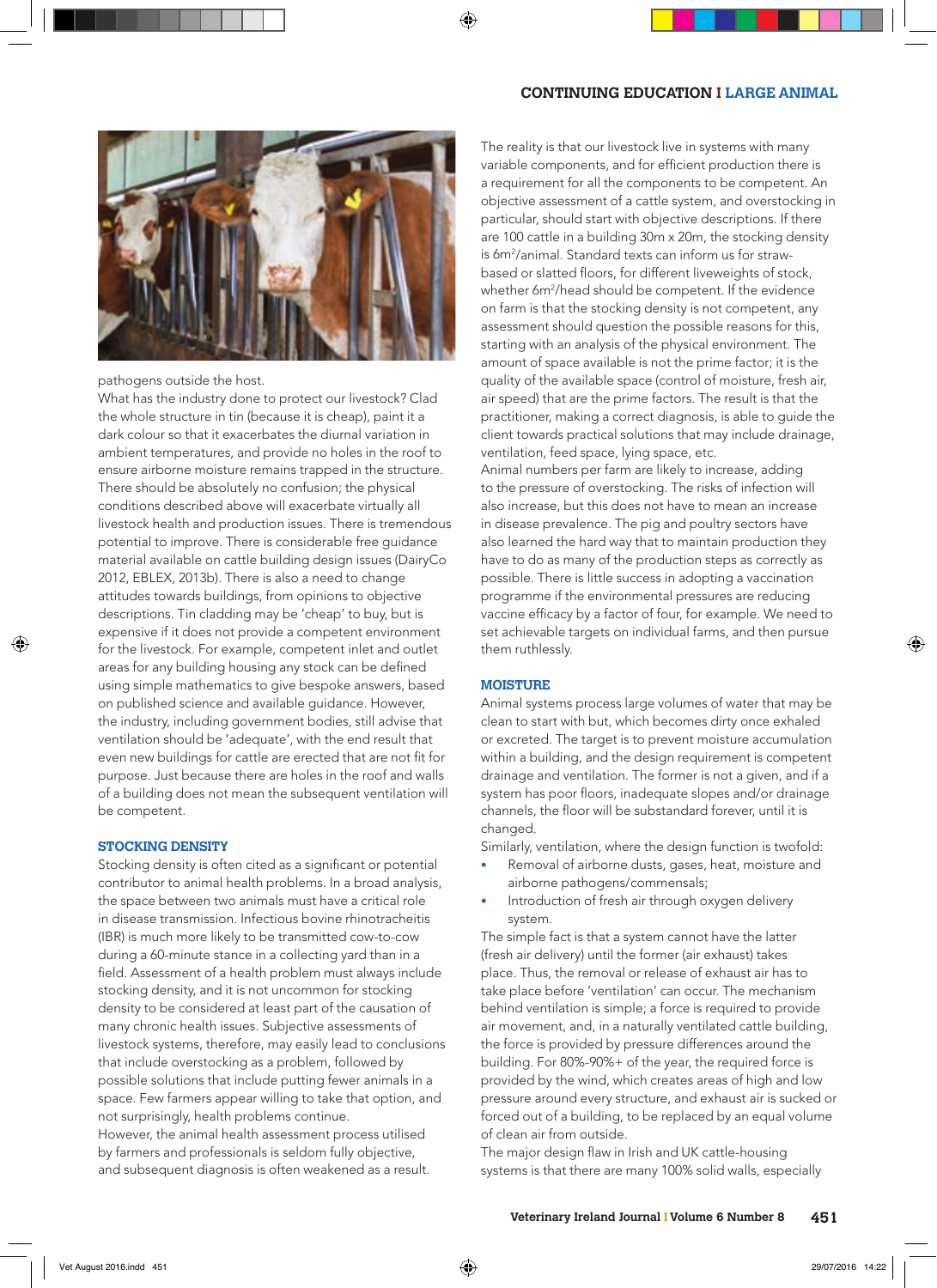pathogens outside the host.

What has the industry done to protect our livestock? Clad the whole structure in tin (because it is cheap), paint it a dark colour so that it exacerbates the diurnal variation in ambient temperatures, and provide no holes in the roof to ensure airborne moisture remains trapped in the structure. There should be absolutely no confusion; the physical conditions described above will exacerbate virtually all livestock health and production issues. There is tremendous potential to improve. There is considerable free guidance material available on cattle building design issues (DairyCo 2012, EBLEX, 2013b). There is also a need to change attitudes towards buildings, from opinions to objective descriptions. Tin cladding may be 'cheap' to buy, but is expensive if it does not provide a competent environment for the livestock. For example, competent inlet and outlet areas for any building housing any stock can be defined using simple mathematics to give bespoke answers, based on published science and available guidance. However, the industry, including government bodies, still advise that ventilation should be 'adequate', with the end result that even new buildings for cattle are erected that are not fit for purpose. Just because there are holes in the roof and walls of a building does not mean the subsequent ventilation will be competent.

## STOCKING DENSITY

Stocking density is often cited as a significant or potential contributor to animal health problems. In a broad analysis, the space between two animals must have a critical role in disease transmission. Infectious bovine rhinotracheitis (IBR) is much more likely to be transmitted cow-to-cow during a 60-minute stance in a collecting yard than in a field. Assessment of a health problem must always include stocking density, and it is not uncommon for stocking density to be considered at least part of the causation of many chronic health issues. Subjective assessments of livestock systems, therefore, may easily lead to conclusions that include overstocking as a problem, followed by possible solutions that include putting fewer animals in a space. Few farmers appear willing to take that option, and not surprisingly, health problems continue.

However, the animal health assessment process utilised by farmers and professionals is seldom fully objective, and subsequent diagnosis is often weakened as a result.

The reality is that our livestock live in systems with many variable components, and for efficient production there is a requirement for all the components to be competent. An objective assessment of a cattle system, and overstocking in particular, should start with objective descriptions. If there are 100 cattle in a building 30m x 20m, the stocking density is 6m$^2$/animal. Standard texts can inform us for straw-based or slatted floors, for different liveweights of stock, whether 6m$^2$/head should be competent. If the evidence on farm is that the stocking density is not competent, any assessment should question the possible reasons for this, starting with an analysis of the physical environment. The amount of space available is not the prime factor; it is the quality of the available space (control of moisture, fresh air, air speed) that are the prime factors. The result is that the practitioner, making a correct diagnosis, is able to guide the client towards practical solutions that may include drainage, ventilation, feed space, lying space, etc.

Animal numbers per farm are likely to increase, adding to the pressure of overstocking. The risks of infection will also increase, but this does not have to mean an increase in disease prevalence. The pig and poultry sectors have also learned the hard way that to maintain production they have to do as many of the production steps as correctly as possible. There is little success in adopting a vaccination programme if the environmental pressures are reducing vaccine efficacy by a factor of four, for example. We need to set achievable targets on individual farms, and then pursue them ruthlessly.

## MOISTURE

Animal systems process large volumes of water that may be clean to start with but, which becomes dirty once exhaled or excreted. The target is to prevent moisture accumulation within a building, and the design requirement is competent drainage and ventilation. The former is not a given, and if a system has poor floors, inadequate slopes and/or drainage channels, the floor will be substandard forever, until it is changed.

Similarly, ventilation, where the design function is twofold:

- Removal of airborne dusts, gases, heat, moisture and airborne pathogens/commensals;
- Introduction of fresh air through oxygen delivery system.

The simple fact is that a system cannot have the latter (fresh air delivery) until the former (air exhaust) takes place. Thus, the removal or release of exhaust air has to take place before 'ventilation' can occur. The mechanism behind ventilation is simple; a force is required to provide air movement, and, in a naturally ventilated cattle building, the force is provided by pressure differences around the building. For 80%-90%+ of the year, the required force is provided by the wind, which creates areas of high and low pressure around every structure, and exhaust air is sucked or forced out of a building, to be replaced by an equal volume of clean air from outside.

The major design flaw in Irish and UK cattle-housing systems is that there are many 100% solid walls, especially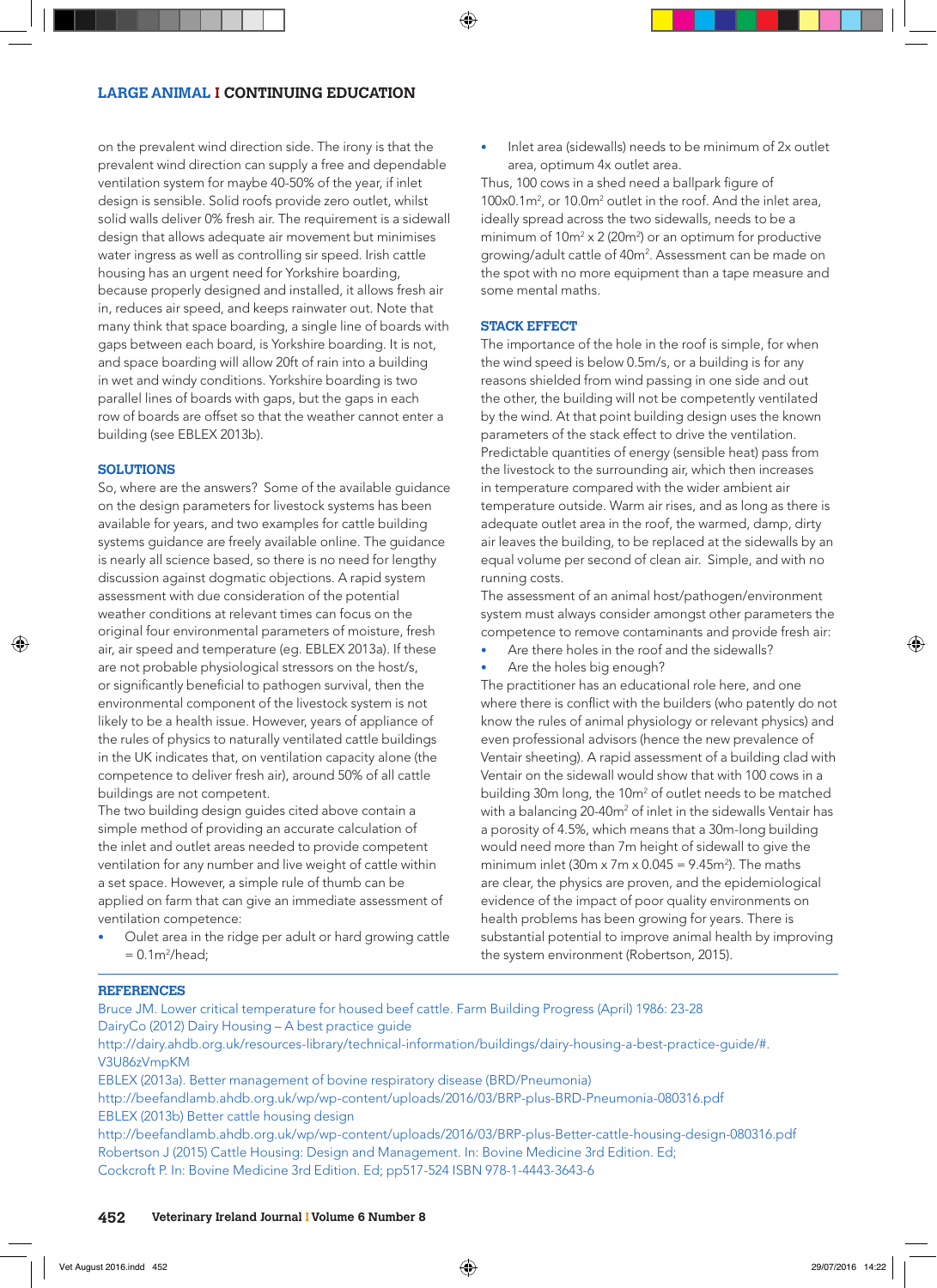on the prevalent wind direction side. The irony is that the prevalent wind direction can supply a free and dependable ventilation system for maybe 40-50% of the year, if inlet design is sensible. Solid roofs provide zero outlet, whilst solid walls deliver 0% fresh air. The requirement is a sidewall design that allows adequate air movement but minimises water ingress as well as controlling sir speed. Irish cattle housing has an urgent need for Yorkshire boarding, because properly designed and installed, it allows fresh air in, reduces air speed, and keeps rainwater out. Note that many think that space boarding, a single line of boards with gaps between each board, is Yorkshire boarding. It is not, and space boarding will allow 20ft of rain into a building in wet and windy conditions. Yorkshire boarding is two parallel lines of boards with gaps, but the gaps in each row of boards are offset so that the weather cannot enter a building (see EBLEX 2013b).

## SOLUTIONS

So, where are the answers? Some of the available guidance on the design parameters for livestock systems has been available for years, and two examples for cattle building systems guidance are freely available online. The guidance is nearly all science based, so there is no need for lengthy discussion against dogmatic objections. A rapid system assessment with due consideration of the potential weather conditions at relevant times can focus on the original four environmental parameters of moisture, fresh air, air speed and temperature (eg. EBLEX 2013a). If these are not probable physiological stressors on the host/s, or significantly beneficial to pathogen survival, then the environmental component of the livestock system is not likely to be a health issue. However, years of appliance of the rules of physics to naturally ventilated cattle buildings in the UK indicates that, on ventilation capacity alone (the competence to deliver fresh air), around 50% of all cattle buildings are not competent.

The two building design guides cited above contain a simple method of providing an accurate calculation of the inlet and outlet areas needed to provide competent ventilation for any number and live weight of cattle within a set space. However, a simple rule of thumb can be applied on farm that can give an immediate assessment of ventilation competence:

- Oulet area in the ridge per adult or hard growing cattle = 0.1m$^2$/head;
- Inlet area (sidewalls) needs to be minimum of 2x outlet area, optimum 4x outlet area.

Thus, 100 cows in a shed need a ballpark figure of 100x0.1m$^2$, or 10.0m$^2$ outlet in the roof. And the inlet area, ideally spread across the two sidewalls, needs to be a minimum of 10m$^2$ x 2 (20m$^2$) or an optimum for productive growing/adult cattle of 40m$^2$. Assessment can be made on the spot with no more equipment than a tape measure and some mental maths.

## STACK EFFECT

The importance of the hole in the roof is simple, for when the wind speed is below 0.5m/s, or a building is for any reasons shielded from wind passing in one side and out the other, the building will not be competently ventilated by the wind. At that point building design uses the known parameters of the stack effect to drive the ventilation. Predictable quantities of energy (sensible heat) pass from the livestock to the surrounding air, which then increases in temperature compared with the wider ambient air temperature outside. Warm air rises, and as long as there is adequate outlet area in the roof, the warmed, damp, dirty air leaves the building, to be replaced at the sidewalls by an equal volume per second of clean air. Simple, and with no running costs.

The assessment of an animal host/pathogen/environment system must always consider amongst other parameters the competence to remove contaminants and provide fresh air:

- Are there holes in the roof and the sidewalls?
- Are the holes big enough?

The practitioner has an educational role here, and one where there is conflict with the builders (who patently do not know the rules of animal physiology or relevant physics) and even professional advisors (hence the new prevalence of Ventair sheeting). A rapid assessment of a building clad with Ventair on the sidewall would show that with 100 cows in a building 30m long, the 10m$^2$ of outlet needs to be matched with a balancing 20-40m$^2$ of inlet in the sidewalls Ventair has a porosity of 4.5%, which means that a 30m-long building would need more than 7m height of sidewall to give the minimum inlet (30m x 7m x 0.045 = 9.45m$^2$). The maths are clear, the physics are proven, and the epidemiological evidence of the impact of poor quality environments on health problems has been growing for years. There is substantial potential to improve animal health by improving the system environment (Robertson, 2015).

## REFERENCES

Bruce JM. Lower critical temperature for housed beef cattle. Farm Building Progress (April) 1986: 23-28

DairyCo (2012) Dairy Housing – A best practice guide http://dairy.ahdb.org.uk/resources-library/technical-information/buildings/dairy-housing-a-best-practice-guide/#.V3U86zVmpKM

EBLEX (2013a). Better management of bovine respiratory disease (BRD/Pneumonia) http://beefandlamb.ahdb.org.uk/wp/wp-content/uploads/2016/03/BRP-plus-BRD-Pneumonia-080316.pdf

EBLEX (2013b) Better cattle housing design http://beefandlamb.ahdb.org.uk/wp/wp-content/uploads/2016/03/BRP-plus-Better-cattle-housing-design-080316.pdf

Robertson J (2015) Cattle Housing: Design and Management. In: Bovine Medicine 3rd Edition. Ed; Cockcroft P. In: Bovine Medicine 3rd Edition. Ed; pp517-524 ISBN 978-1-4443-3643-6